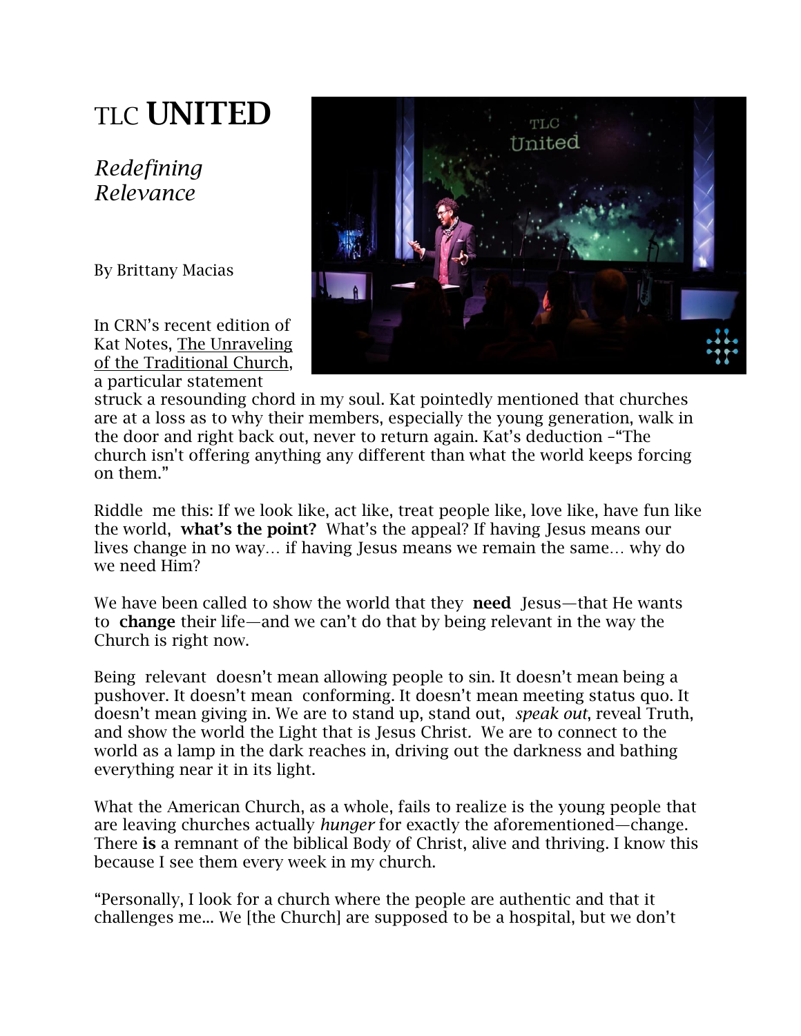# TLC **UNITED**

*Redefining Relevance*

By Brittany Macias

In CRN's recent edition of Kat Notes, The Unraveling of the Traditional Church, a particular statement struck a resounding chord in my soul. Kat pointedly mentioned that churches are at a loss as to why their members, especially the young generation, walk in the door and right back out, never to return again. Kat's deduction –"The church isn't offering anything any different than what the world keeps forcing on them."

Riddle me this: If we look like, act like, treat people like, love like, have fun like the world, **what's the point?** What's the appeal? If having Jesus means our lives change in no way… if having Jesus means we remain the same… why do we need Him?

We have been called to show the world that they **need** Jesus—that He wants to **change** their life—and we can't do that by being relevant in the way the Church is right now.

Being relevant doesn't mean allowing people to sin. It doesn't mean being a pushover. It doesn't mean conforming. It doesn't mean meeting status quo. It doesn't mean giving in. We are to stand up, stand out, *speak out*, reveal Truth, and show the world the Light that is Jesus Christ. We are to connect to the world as a lamp in the dark reaches in, driving out the darkness and bathing everything near it in its light.

What the American Church, as a whole, fails to realize is the young people that are leaving churches actually *hunger* for exactly the aforementioned—change. There **is** a remnant of the biblical Body of Christ, alive and thriving. I know this because I see them every week in my church.

"Personally, I look for a church where the people are authentic and that it challenges me... We [the Church] are supposed to be a hospital, but we don't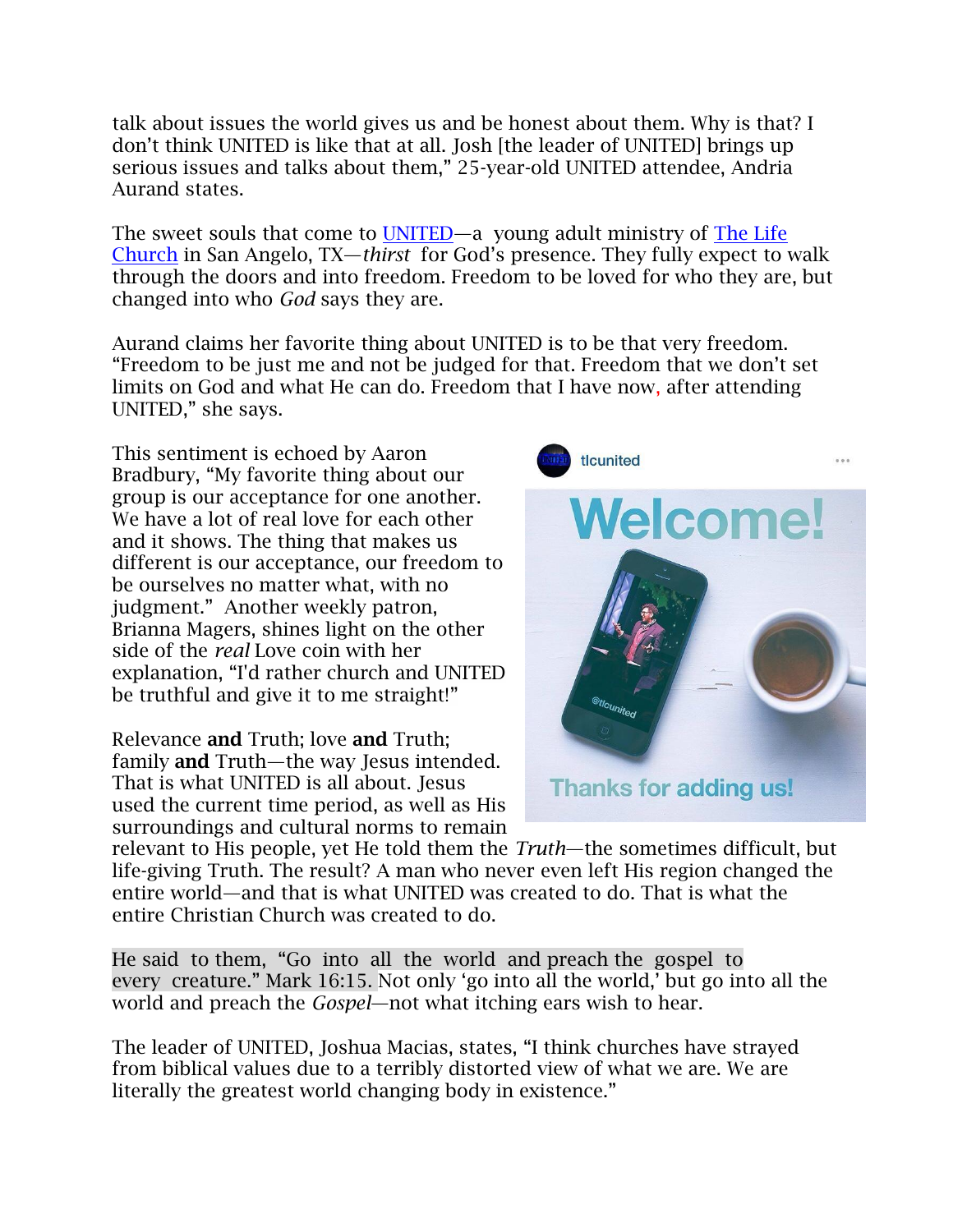talk about issues the world gives us and be honest about them. Why is that? I don't think UNITED is like that at all. Josh [the leader of UNITED] brings up serious issues and talks about them," 25-year-old UNITED attendee, Andria Aurand states.

The sweet souls that come to UNITED—a young adult ministry of The Life Church in San Angelo, TX—*thirst* for God's presence. They fully expect to walk through the doors and into freedom. Freedom to be loved for who they are, but changed into who *God* says they are.

Aurand claims her favorite thing about UNITED is to be that very freedom. "Freedom to be just me and not be judged for that. Freedom that we don't set limits on God and what He can do. Freedom that I have now, after attending UNITED," she says.

This sentiment is echoed by Aaron Bradbury, "My favorite thing about our group is our acceptance for one another. We have a lot of real love for each other and it shows. The thing that makes us different is our acceptance, our freedom to be ourselves no matter what, with no judgment." Another weekly patron, Brianna Magers, shines light on the other side of the *real* Love coin with her explanation, "I'd rather church and UNITED be truthful and give it to me straight!"

Relevance **and** Truth; love **and** Truth; family **and** Truth—the way Jesus intended. That is what UNITED is all about. Jesus used the current time period, as well as His surroundings and cultural norms to remain relevant to His people, yet He told them the *Truth*—the sometimes difficult, but life-giving Truth. The result? A man who never even left His region changed the entire world—and that is what UNITED was created to do. That is what the entire Christian Church was created to do.

He said to them, "Go into all the world and preach the gospel to every creature." Mark 16:15. Not only 'go into all the world,' but go into all the world and preach the *Gospel*—not what itching ears wish to hear.

The leader of UNITED, Joshua Macias, states, "I think churches have strayed from biblical values due to a terribly distorted view of what we are. We are literally the greatest world changing body in existence."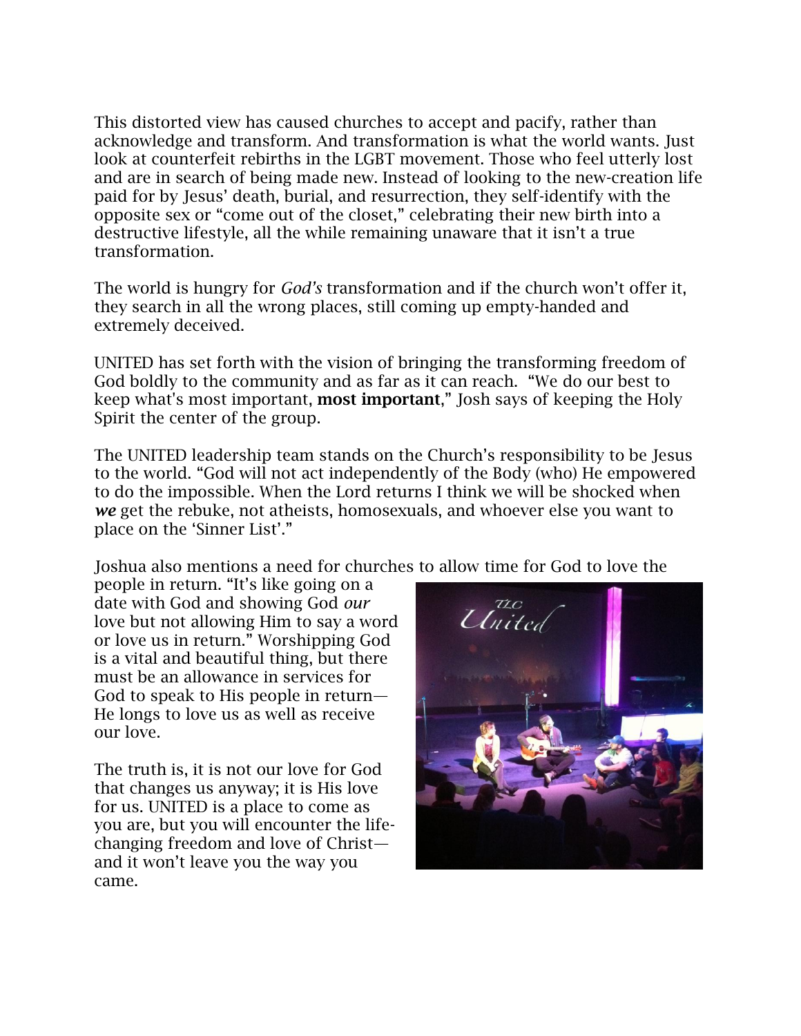This distorted view has caused churches to accept and pacify, rather than acknowledge and transform. And transformation is what the world wants. Just look at counterfeit rebirths in the LGBT movement. Those who feel utterly lost and are in search of being made new. Instead of looking to the new-creation life paid for by Jesus' death, burial, and resurrection, they self-identify with the opposite sex or "come out of the closet," celebrating their new birth into a destructive lifestyle, all the while remaining unaware that it isn't a true transformation.

The world is hungry for *God's* transformation and if the church won't offer it, they search in all the wrong places, still coming up empty-handed and extremely deceived.

UNITED has set forth with the vision of bringing the transforming freedom of God boldly to the community and as far as it can reach. "We do our best to keep what's most important, **most important**," Josh says of keeping the Holy Spirit the center of the group.

The UNITED leadership team stands on the Church's responsibility to be Jesus to the world. "God will not act independently of the Body (who) He empowered to do the impossible. When the Lord returns I think we will be shocked when ***we*** get the rebuke, not atheists, homosexuals, and whoever else you want to place on the 'Sinner List'."

Joshua also mentions a need for churches to allow time for God to love the people in return. "It's like going on a date with God and showing God *our* love but not allowing Him to say a word or love us in return." Worshipping God is a vital and beautiful thing, but there must be an allowance in services for God to speak to His people in return—He longs to love us as well as receive our love.

The truth is, it is not our love for God that changes us anyway; it is His love for us. UNITED is a place to come as you are, but you will encounter the life-changing freedom and love of Christ—and it won't leave you the way you came.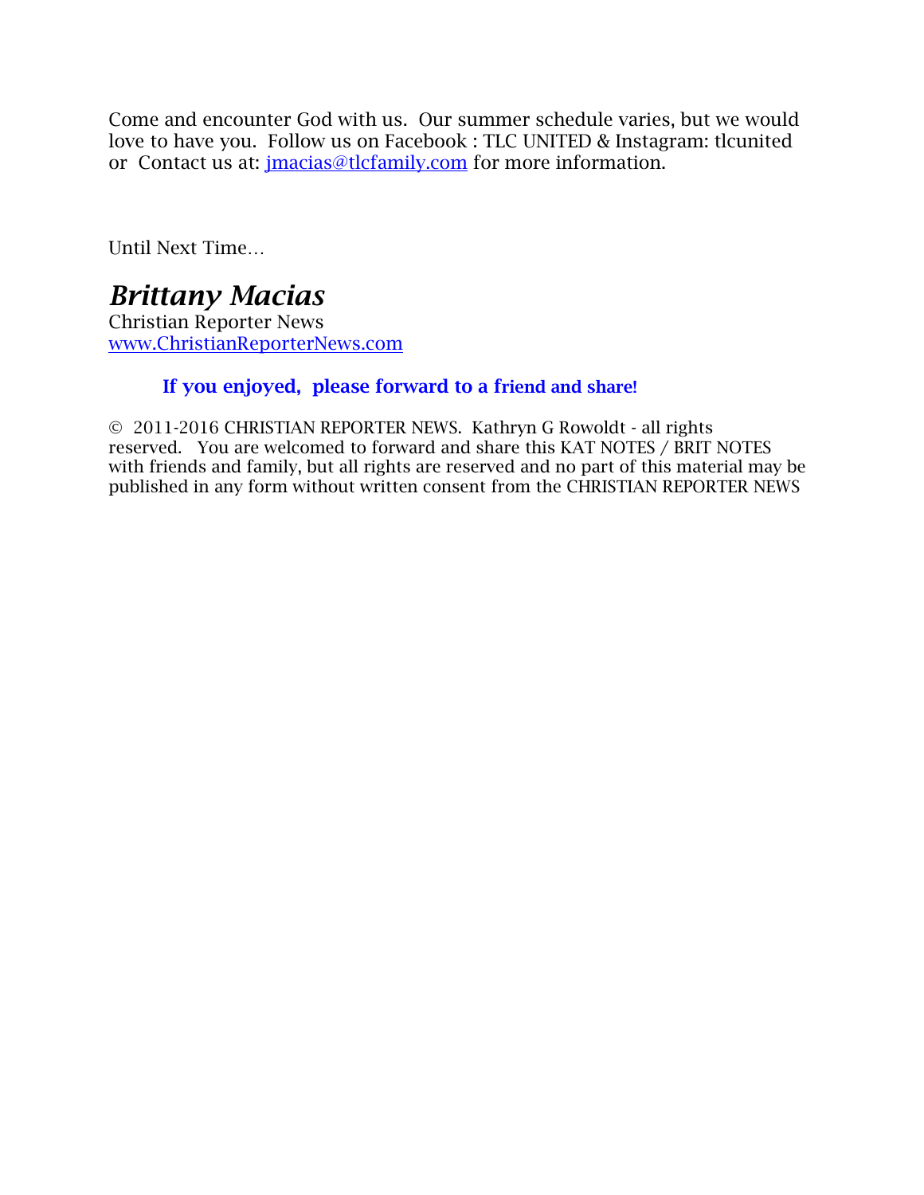Come and encounter God with us. Our summer schedule varies, but we would love to have you. Follow us on Facebook : TLC UNITED & Instagram: tlcunited or Contact us at: jmacias@tlcfamily.com for more information.

Until Next Time…

***Brittany Macias***
Christian Reporter News
www.ChristianReporterNews.com

**If you enjoyed, please forward to a friend and share!**

© 2011-2016 CHRISTIAN REPORTER NEWS. Kathryn G Rowoldt - all rights reserved. You are welcomed to forward and share this KAT NOTES / BRIT NOTES with friends and family, but all rights are reserved and no part of this material may be published in any form without written consent from the CHRISTIAN REPORTER NEWS